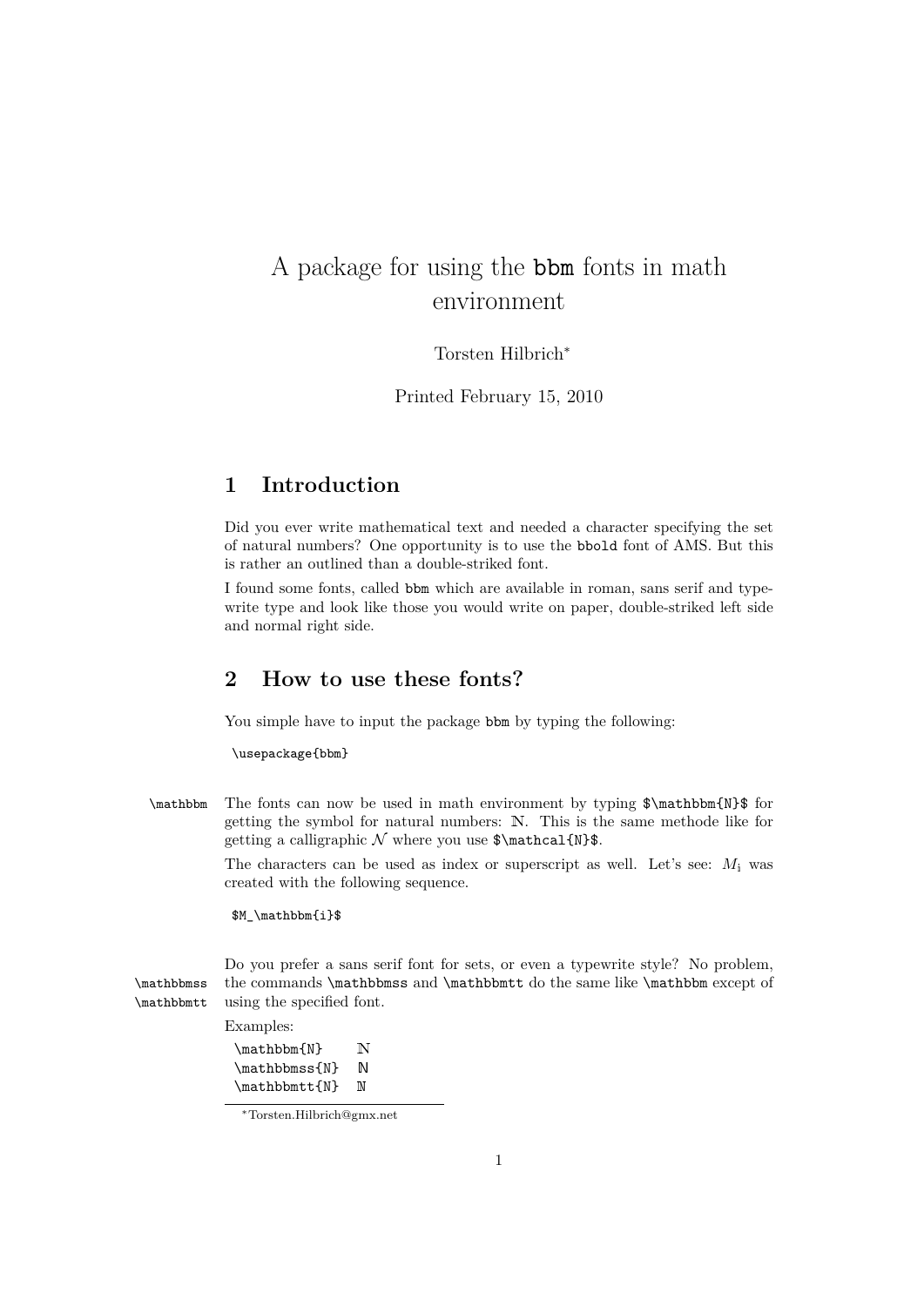# A package for using the bbm fonts in math environment

Torsten Hilbrich[*]

Printed February 15, 2010

## 1 Introduction

Did you ever write mathematical text and needed a character specifying the set of natural numbers? One opportunity is to use the bbold font of AMS. But this is rather an outlined than a double-striked font.

I found some fonts, called bbm which are available in roman, sans serif and typewrite type and look like those you would write on paper, double-striked left side and normal right side.

## 2 How to use these fonts?

You simple have to input the package bbm by typing the following:

```
\usepackage{bbm}
```

\mathbbm The fonts can now be used in math environment by typing `$\mathbbm{N}$` for getting the symbol for natural numbers: $\mathbbm{N}$. This is the same methode like for getting a calligraphic $\mathcal{N}$ where you use `$\mathcal{N}$`.

The characters can be used as index or superscript as well. Let's see: $M_\mathbbm{i}$ was created with the following sequence.

```
$M_\mathbbm{i}$
```

\mathbbmss \mathbbmtt Do you prefer a sans serif font for sets, or even a typewrite style? No problem, the commands \mathbbmss and \mathbbmtt do the same like \mathbbm except of using the specified font.

Examples:

| | |
|---|---|
| \mathbbm{N} | $\mathbbm{N}$ |
| \mathbbmss{N} | $\mathbbmss{N}$ |
| \mathbbmtt{N} | $\mathbbmtt{N}$ |

[*] Torsten.Hilbrich@gmx.net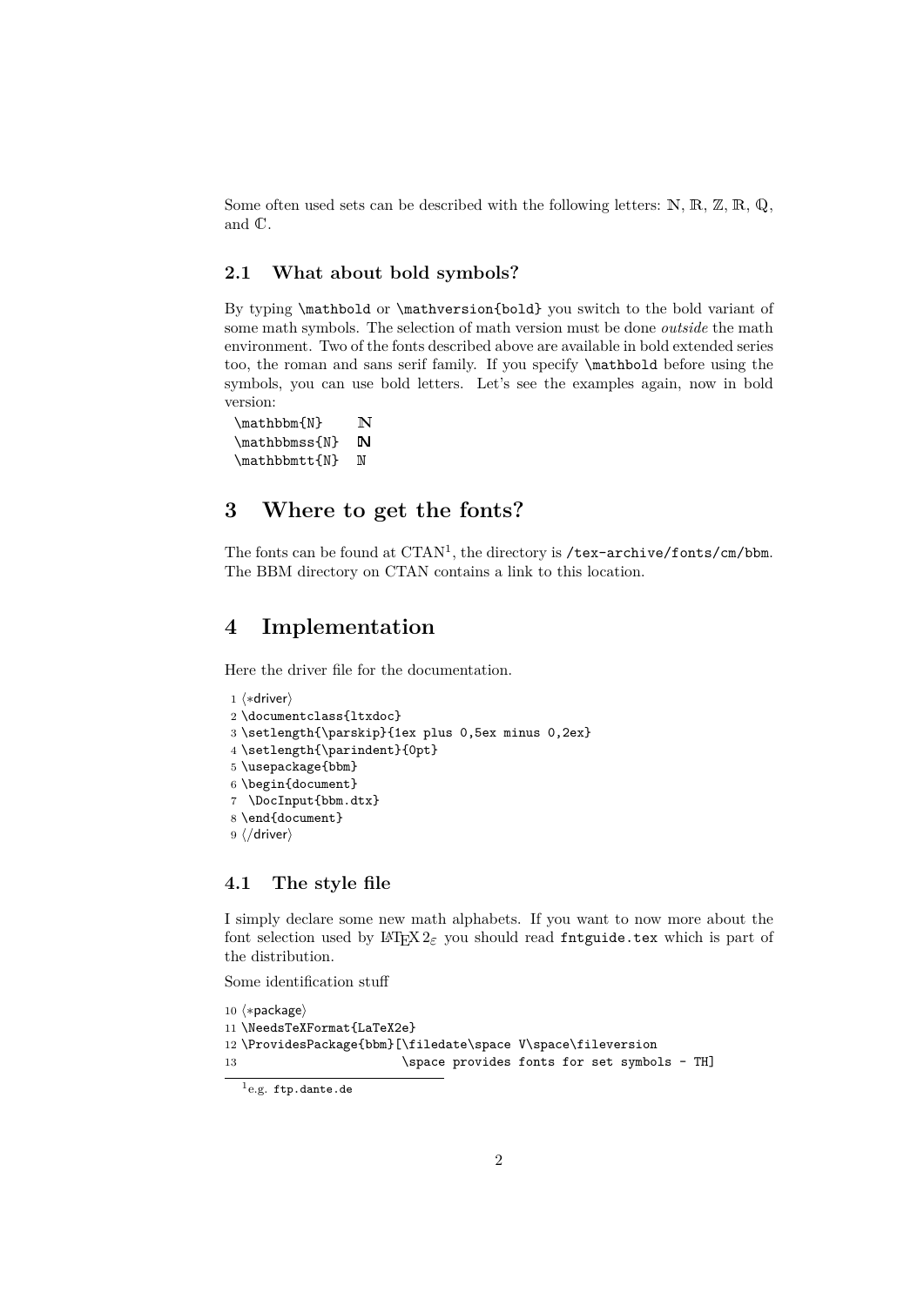Some often used sets can be described with the following letters: $\mathbb{N}$, $\mathbb{R}$, $\mathbb{Z}$, $\mathbb{R}$, $\mathbb{Q}$, and $\mathbb{C}$.

### 2.1 What about bold symbols?

By typing `\mathbold` or `\mathversion{bold}` you switch to the bold variant of some math symbols. The selection of math version must be done *outside* the math environment. Two of the fonts described above are available in bold extended series too, the roman and sans serif family. If you specify `\mathbold` before using the symbols, you can use bold letters. Let's see the examples again, now in bold version:

| | |
|---|---|
| `\mathbbm{N}` | $\mathbb{N}$ |
| `\mathbbmss{N}` | $\mathbb{N}$ |
| `\mathbbmtt{N}` | $\mathbb{N}$ |

## 3 Where to get the fonts?

The fonts can be found at CTAN[1], the directory is `/tex-archive/fonts/cm/bbm`. The BBM directory on CTAN contains a link to this location.

## 4 Implementation

Here the driver file for the documentation.

```
1 ⟨*driver⟩
2 \documentclass{ltxdoc}
3 \setlength{\parskip}{1ex plus 0,5ex minus 0,2ex}
4 \setlength{\parindent}{0pt}
5 \usepackage{bbm}
6 \begin{document}
7  \DocInput{bbm.dtx}
8 \end{document}
9 ⟨/driver⟩
```

### 4.1 The style file

I simply declare some new math alphabets. If you want to now more about the font selection used by LaTeX $2_\varepsilon$ you should read `fntguide.tex` which is part of the distribution.

Some identification stuff

```
10 ⟨*package⟩
11 \NeedsTeXFormat{LaTeX2e}
12 \ProvidesPackage{bbm}[\filedate\space V\space\fileversion
13                      \space provides fonts for set symbols - TH]
```

[1] e.g. `ftp.dante.de`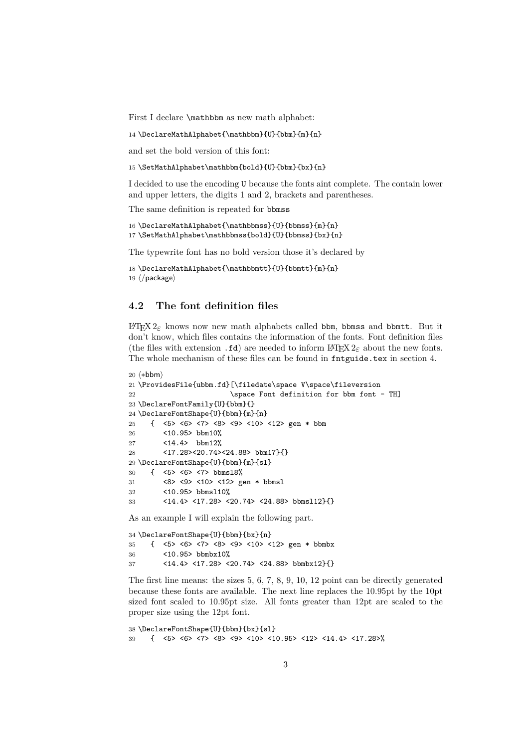First I declare `\mathbbm` as new math alphabet:

```
14 \DeclareMathAlphabet{\mathbbm}{U}{bbm}{m}{n}
```

and set the bold version of this font:

```
15 \SetMathAlphabet\mathbbm{bold}{U}{bbm}{bx}{n}
```

I decided to use the encoding U because the fonts aint complete. The contain lower and upper letters, the digits 1 and 2, brackets and parentheses.

The same definition is repeated for bbmss

```
16 \DeclareMathAlphabet{\mathbbmss}{U}{bbmss}{m}{n}
17 \SetMathAlphabet\mathbbmss{bold}{U}{bbmss}{bx}{n}
```

The typewrite font has no bold version those it's declared by

```
18 \DeclareMathAlphabet{\mathbbmtt}{U}{bbmtt}{m}{n}
19 ⟨/package⟩
```

## 4.2 The font definition files

LaTeX $2_\varepsilon$ knows now new math alphabets called bbm, bbmss and bbmtt. But it don't know, which files contains the information of the fonts. Font definition files (the files with extension .fd) are needed to inform LaTeX $2_\varepsilon$ about the new fonts. The whole mechanism of these files can be found in fntguide.tex in section 4.

```
20 ⟨*bbm⟩
21 \ProvidesFile{ubbm.fd}[\filedate\space V\space\fileversion
22                        \space Font definition for bbm font - TH]
23 \DeclareFontFamily{U}{bbm}{}
24 \DeclareFontShape{U}{bbm}{m}{n}
25    {  <5> <6> <7> <8> <9> <10> <12> gen * bbm
26       <10.95> bbm10%
27       <14.4>  bbm12%
28       <17.28><20.74><24.88> bbm17}{}
29 \DeclareFontShape{U}{bbm}{m}{sl}
30    {  <5> <6> <7> bbmsl8%
31       <8> <9> <10> <12> gen * bbmsl
32       <10.95> bbmsl10%
33       <14.4> <17.28> <20.74> <24.88> bbmsl12}{}
```

As an example I will explain the following part.

```
34 \DeclareFontShape{U}{bbm}{bx}{n}
35    {  <5> <6> <7> <8> <9> <10> <12> gen * bbmbx
36       <10.95> bbmbx10%
37       <14.4> <17.28> <20.74> <24.88> bbmbx12}{}
```

The first line means: the sizes 5, 6, 7, 8, 9, 10, 12 point can be directly generated because these fonts are available. The next line replaces the 10.95pt by the 10pt sized font scaled to 10.95pt size. All fonts greater than 12pt are scaled to the proper size using the 12pt font.

```
38 \DeclareFontShape{U}{bbm}{bx}{sl}
39    {  <5> <6> <7> <8> <9> <10> <10.95> <12> <14.4> <17.28>%
```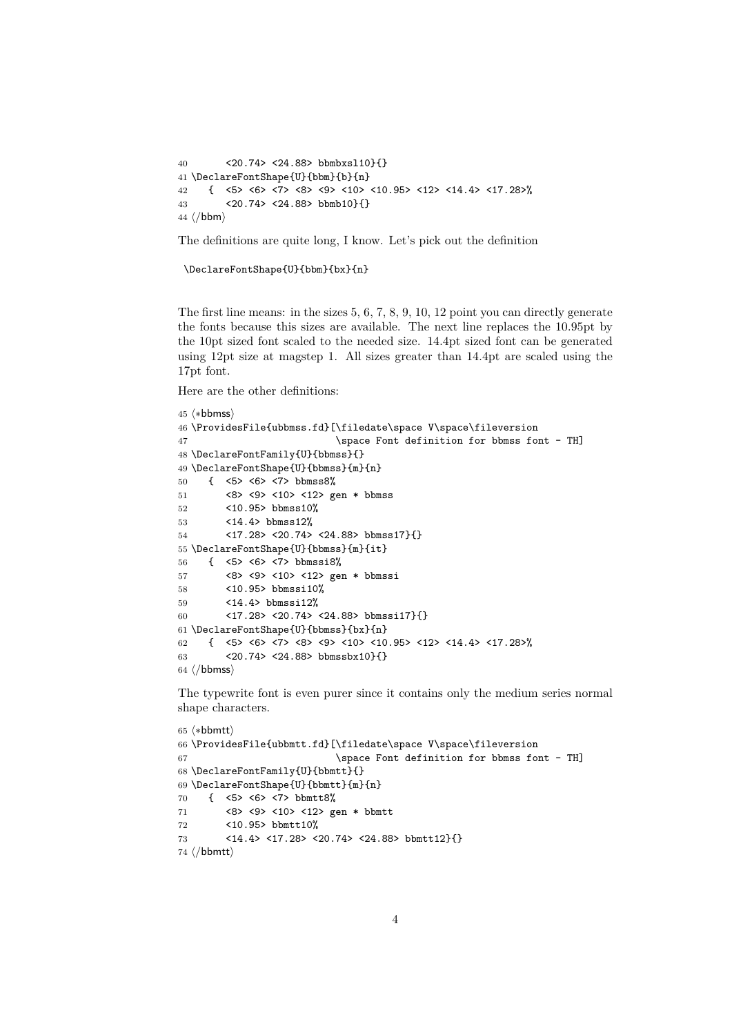```
40       <20.74> <24.88> bbmbxsl10}{}
41 \DeclareFontShape{U}{bbm}{b}{n}
42    {  <5> <6> <7> <8> <9> <10> <10.95> <12> <14.4> <17.28>%
43       <20.74> <24.88> bbmb10}{}
44 ⟨/bbm⟩
```

The definitions are quite long, I know. Let's pick out the definition

```
\DeclareFontShape{U}{bbm}{bx}{n}
```

The first line means: in the sizes 5, 6, 7, 8, 9, 10, 12 point you can directly generate the fonts because this sizes are available. The next line replaces the 10.95pt by the 10pt sized font scaled to the needed size. 14.4pt sized font can be generated using 12pt size at magstep 1. All sizes greater than 14.4pt are scaled using the 17pt font.

Here are the other definitions:

```
45 ⟨*bbmss⟩
46 \ProvidesFile{ubbmss.fd}[\filedate\space V\space\fileversion
47                          \space Font definition for bbmss font - TH]
48 \DeclareFontFamily{U}{bbmss}{}
49 \DeclareFontShape{U}{bbmss}{m}{n}
50    {  <5> <6> <7> bbmss8%
51       <8> <9> <10> <12> gen * bbmss
52       <10.95> bbmss10%
53       <14.4> bbmss12%
54       <17.28> <20.74> <24.88> bbmss17}{}
55 \DeclareFontShape{U}{bbmss}{m}{it}
56    {  <5> <6> <7> bbmssi8%
57       <8> <9> <10> <12> gen * bbmssi
58       <10.95> bbmssi10%
59       <14.4> bbmssi12%
60       <17.28> <20.74> <24.88> bbmssi17}{}
61 \DeclareFontShape{U}{bbmss}{bx}{n}
62    {  <5> <6> <7> <8> <9> <10> <10.95> <12> <14.4> <17.28>%
63       <20.74> <24.88> bbmssbx10}{}
64 ⟨/bbmss⟩
```

The typewrite font is even purer since it contains only the medium series normal shape characters.

```
65 ⟨*bbmtt⟩
66 \ProvidesFile{ubbmtt.fd}[\filedate\space V\space\fileversion
67                          \space Font definition for bbmss font - TH]
68 \DeclareFontFamily{U}{bbmtt}{}
69 \DeclareFontShape{U}{bbmtt}{m}{n}
70    {  <5> <6> <7> bbmtt8%
71       <8> <9> <10> <12> gen * bbmtt
72       <10.95> bbmtt10%
73       <14.4> <17.28> <20.74> <24.88> bbmtt12}{}
74 ⟨/bbmtt⟩
```